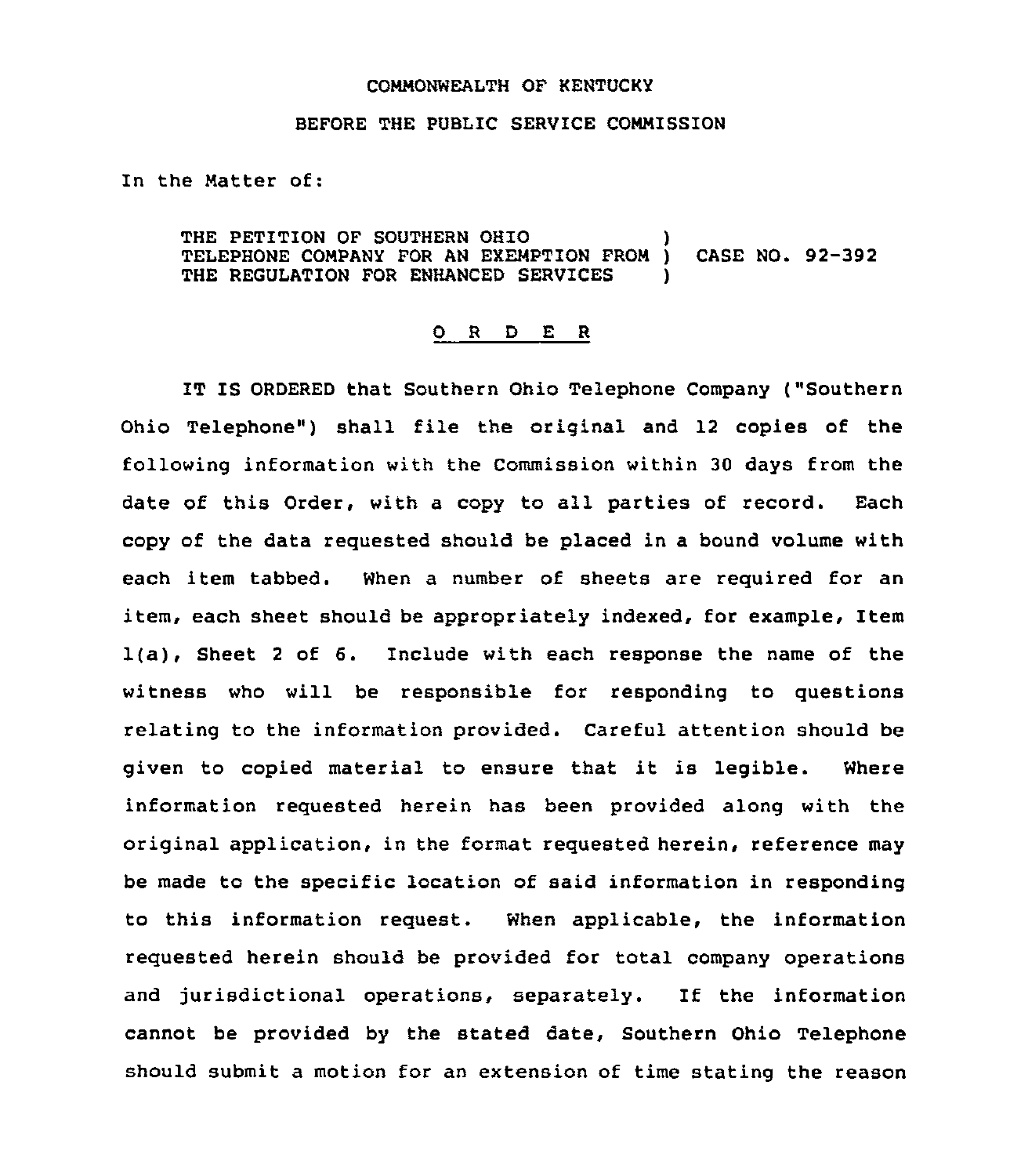COMMONWEALTH OF KENTUCKY

BEFORE THE PUBLIC SERVICE COMMISSION

In the Matter of:

THE PETITION OF SOUTHERN OHIO TELEPHONE COMPANY FOR AN EXEMPTION FROM THE REGULATION FOR ENHANCED SERVICES ) CASE NO. 92-392

O R D E R

IT IS ORDERED that Southern Ohio Telephone Company ("Southern Ohio Telephone") shall file the original and 12 copies of the following information with the Commission within 30 days from the date of this Order, with a copy to all parties of record. Each copy of the data requested should be placed in a bound volume with each item tabbed. When a number of sheets are required for an item, each sheet should be appropriately indexed, for example, Item 1(a), Sheet 2 of 6. Include with each response the name of the witness who will be responsible for responding to questions relating to the information provided. Careful attention should be given to copied material to ensure that it is legible. Where information requested herein has been provided along with the original application, in the format requested herein, reference may be made to the specific location of said information in responding to this information request. When applicable, the information requested herein should be provided for total company operations and jurisdictional operations, separately. If the information cannot be provided by the stated date, Southern Ohio Telephone should submit a motion for an extension of time stating the reason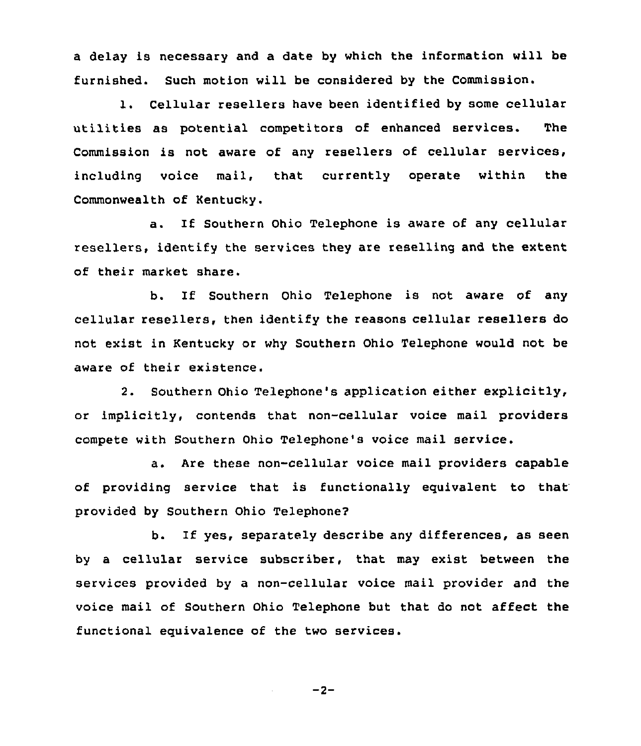a delay is necessary and a date by which the information will be furnished. Such motion will be considered by the Commission.

1. Cellular resellers have been identified by some cellular utilities as potential competitors of enhanced services. The Commission is not aware of any resellers of cellular services, including voice mail, that currently operate within the Commonwealth of Kentucky.

a. If Southern Ohio Telephone is aware of any cellular resellers, identify the services they are reselling and the extent of their market share.

b. If Southern Ohio Telephone is not aware of any cellular resellers, then identify the reasons cellular resellers do not exist in Kentucky or why Southern Ohio Telephone would not be aware of their existence.

2. Southern Ohio Telephone's application either explicitly, or implicitly, contends that non-cellular voice mail providers compete with Southern Ohio Telephone's voice mail service.

a. Are these non-cellular voice mail providers capable of providing service that is functionally equivalent to that provided by Southern Ohio Telephone?

b. If yes, separately describe any differences, as seen by a cellular service subscriber, that may exist between the services provided by a non-cellular voice mail provider and the voice mail of Southern Ohio Telephone but that do not affect the functional equivalence of the two services.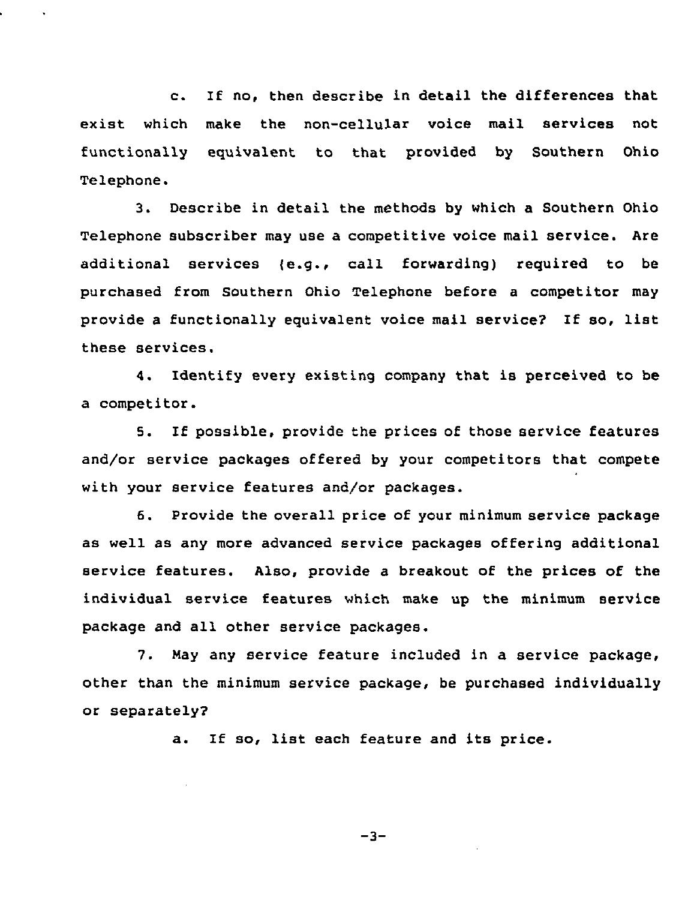c. If no, then describe in detail the differences that exist which make the non-cellular voice mail services not functionally equivalent to that provided by Southern Ohio Telephone.

3. Describe in detail the methods by which a Southern Ohio Telephone subscriber may use a competitive voice mail service. Are additional services (e.g., call forwarding) required to be purchased from Southern Ohio Telephone before a competitor may provide a functionally equivalent voice mail service? If so, list these services.

4. Identify every existing company that is perceived to be a competitor.

5. If possible, provide the prices of those service features and/or service packages offered by your competitors that compete with your service features and/or packages.

6. Provide the overall price of your minimum service package as well as any more advanced service packages offering additional service features. Also, provide a breakout of the prices of the individual service features which make up the minimum service package and all other service packages.

7. May any service feature included in a service package, other than the minimum service package, be purchased individually or separately?

a. If so, list each feature and its price.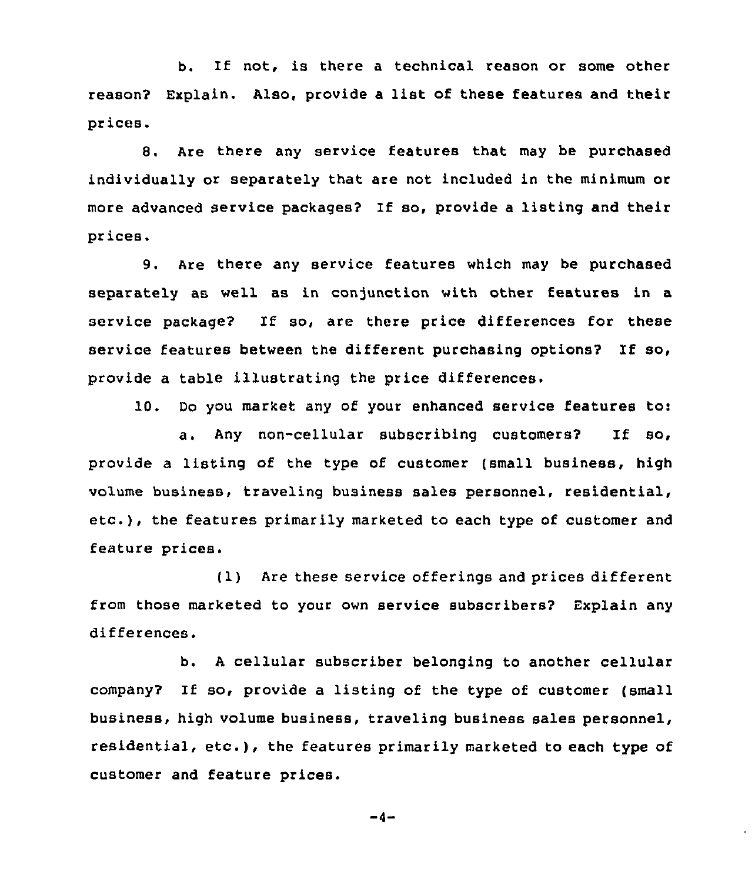b. If not, is there a technical reason or some other reason? Explain. Also, provide a list of these features and their prices.

8. Are there any service features that may be purchased individually or separately that are not included in the minimum or more advanced service packages? If so, provide a listing and their prices.

9. Are there any service features which may be purchased separately as well as in conjunction with other features in a service package? If so, are there price differences for these service features between the different purchasing options? If so, provide a table illustrating the price differences.

10. Do you market any of your enhanced service features to:

a. Any non-cellular subscribing customers? If so, provide a listing of the type of customer (small business, high volume business, traveling business sales personnel, residential, etc.), the features primarily marketed to each type of customer and feature prices.

(1) Are these service offerings and prices different from those marketed to your own service subscribers? Explain any differences.

b. A cellular subscriber belonging to another cellular company? If so, provide a listing of the type of customer (small business, high volume business, traveling business sales personnel, residential, etc.), the features primarily marketed to each type of customer and feature prices.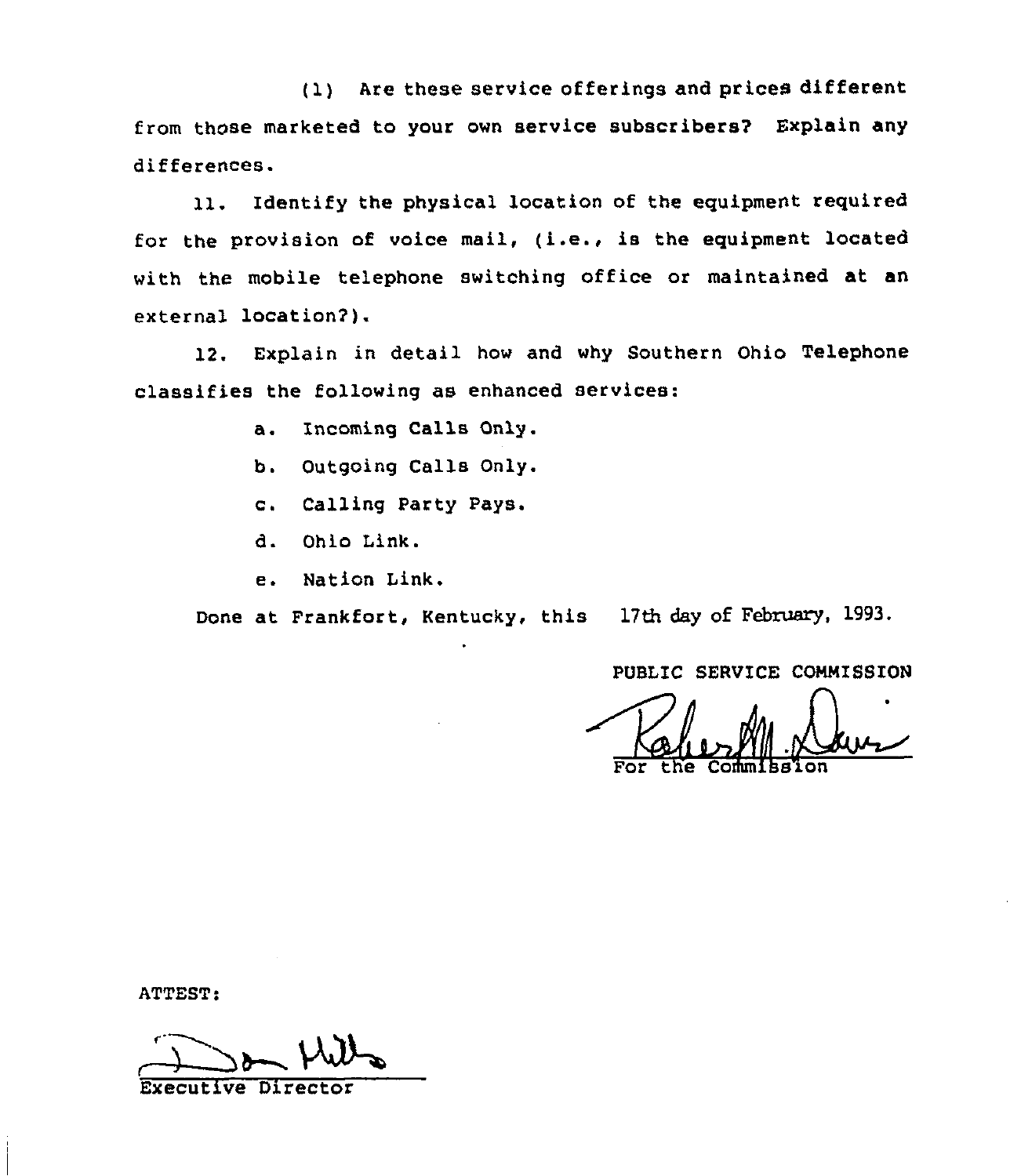(l) Are these service offerings and prices different from those marketed to your own service subscribers? Explain any differences.

11. Identify the physical location of the equipment required for the provision of voice mail, (i.e., is the equipment located with the mobile telephone switching office or maintained at an external location?).

12. Explain in detail how and why Southern Ohio Telephone classifies the following as enhanced services:

a. Incoming Calls Only.

b. Outgoing Calls Only.

c. Calling Party Pays.

d. Ohio Link.

e. Nation Link.

Done at Frankfort, Kentucky, this 17th day of February, 1993.

PUBLIC SERVICE COMMISSION

For the Commission

ATTEST:

Executive Director